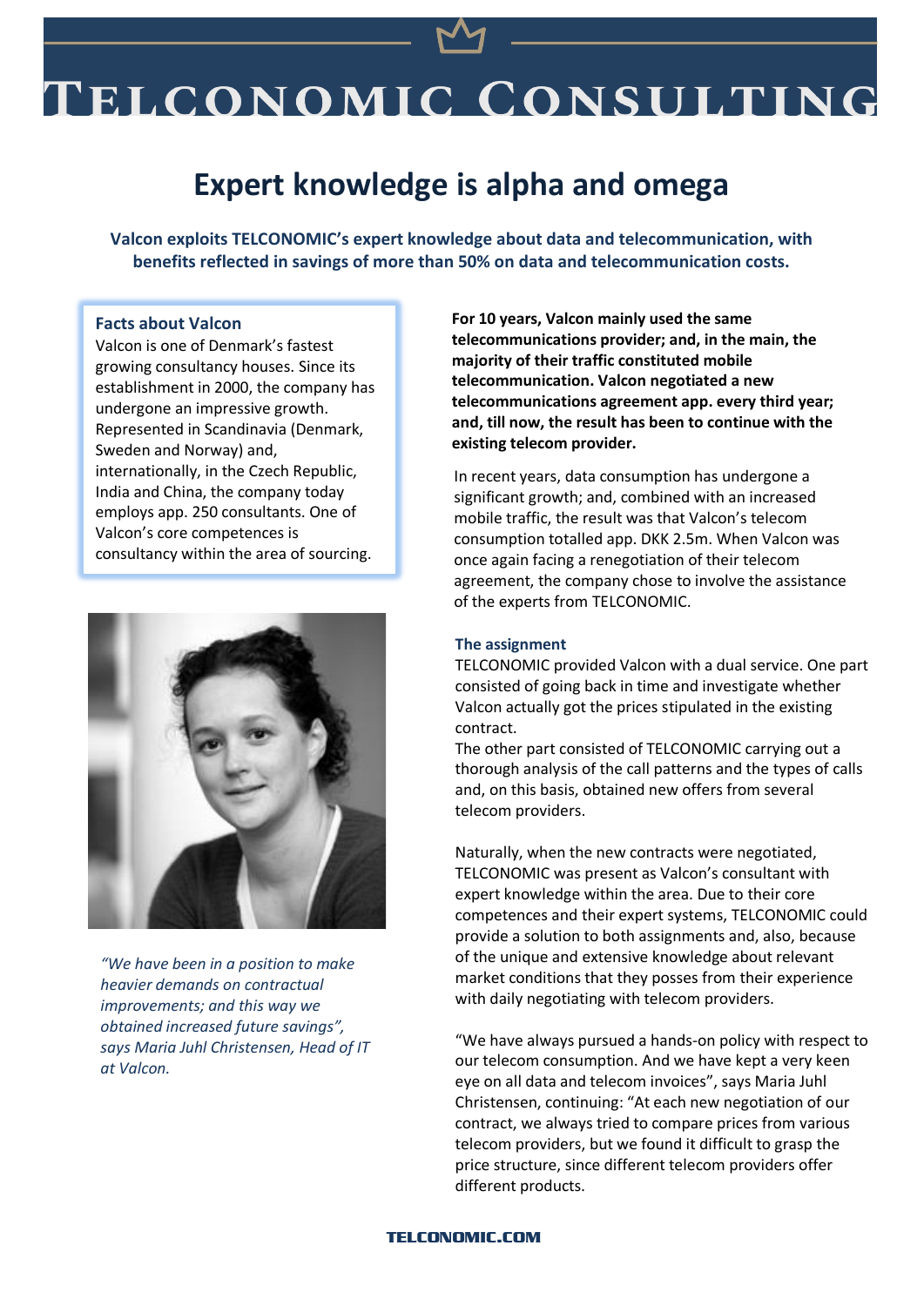# Telconomic Consulting

## Expert knowledge is alpha and omega

**Valcon exploits TELCONOMIC's expert knowledge about data and telecommunication, with benefits reflected in savings of more than 50% on data and telecommunication costs.**

### Facts about Valcon

Valcon is one of Denmark's fastest growing consultancy houses. Since its establishment in 2000, the company has undergone an impressive growth. Represented in Scandinavia (Denmark, Sweden and Norway) and, internationally, in the Czech Republic, India and China, the company today employs app. 250 consultants. One of Valcon's core competences is consultancy within the area of sourcing.

*"We have been in a position to make heavier demands on contractual improvements; and this way we obtained increased future savings", says Maria Juhl Christensen, Head of IT at Valcon.*

**For 10 years, Valcon mainly used the same telecommunications provider; and, in the main, the majority of their traffic constituted mobile telecommunication. Valcon negotiated a new telecommunications agreement app. every third year; and, till now, the result has been to continue with the existing telecom provider.**

In recent years, data consumption has undergone a significant growth; and, combined with an increased mobile traffic, the result was that Valcon's telecom consumption totalled app. DKK 2.5m. When Valcon was once again facing a renegotiation of their telecom agreement, the company chose to involve the assistance of the experts from TELCONOMIC.

### The assignment

TELCONOMIC provided Valcon with a dual service. One part consisted of going back in time and investigate whether Valcon actually got the prices stipulated in the existing contract.
The other part consisted of TELCONOMIC carrying out a thorough analysis of the call patterns and the types of calls and, on this basis, obtained new offers from several telecom providers.

Naturally, when the new contracts were negotiated, TELCONOMIC was present as Valcon's consultant with expert knowledge within the area. Due to their core competences and their expert systems, TELCONOMIC could provide a solution to both assignments and, also, because of the unique and extensive knowledge about relevant market conditions that they posses from their experience with daily negotiating with telecom providers.

"We have always pursued a hands-on policy with respect to our telecom consumption. And we have kept a very keen eye on all data and telecom invoices", says Maria Juhl Christensen, continuing: "At each new negotiation of our contract, we always tried to compare prices from various telecom providers, but we found it difficult to grasp the price structure, since different telecom providers offer different products.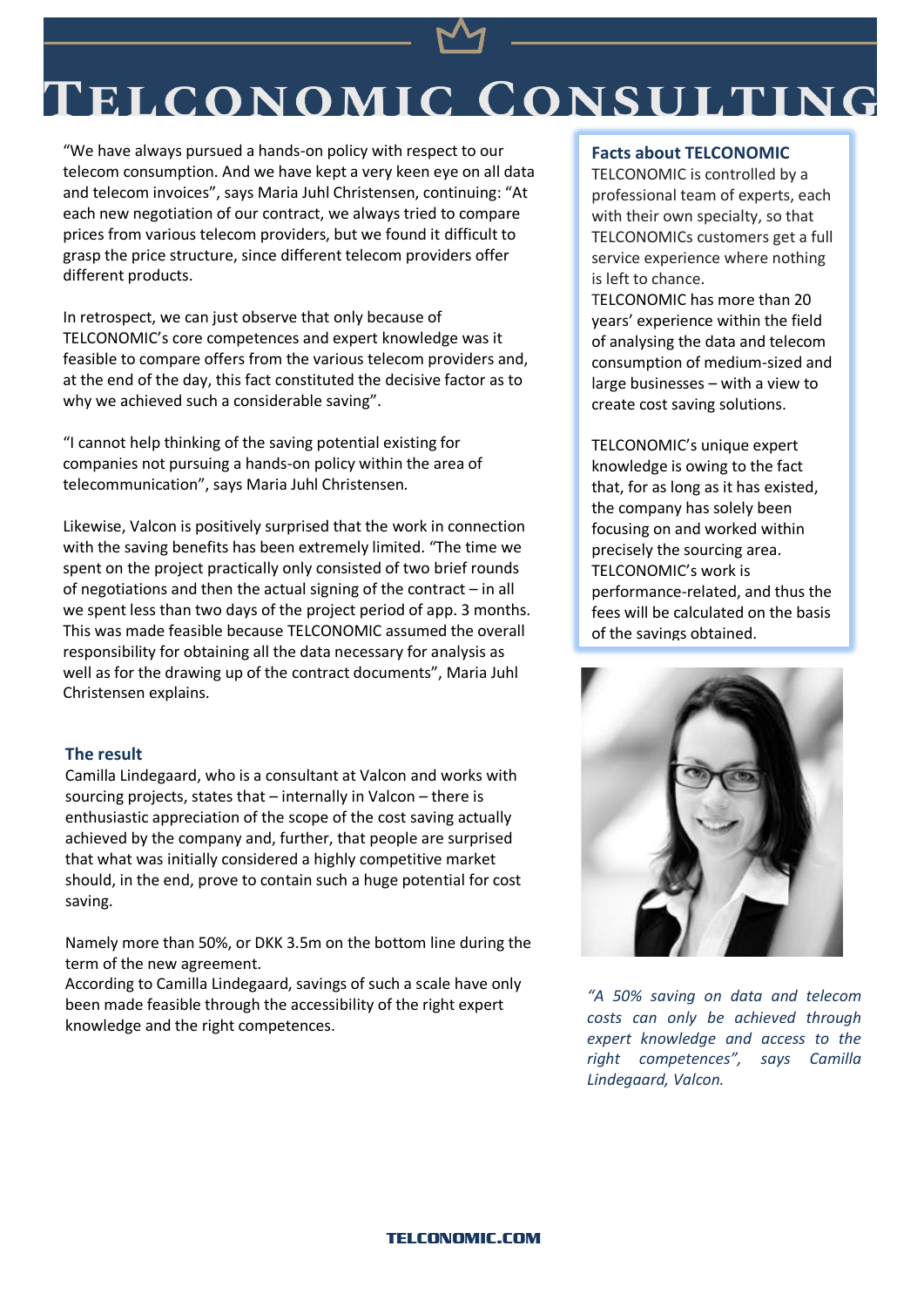# TELCONOMIC CONSULTING

"We have always pursued a hands-on policy with respect to our telecom consumption. And we have kept a very keen eye on all data and telecom invoices", says Maria Juhl Christensen, continuing: "At each new negotiation of our contract, we always tried to compare prices from various telecom providers, but we found it difficult to grasp the price structure, since different telecom providers offer different products.

In retrospect, we can just observe that only because of TELCONOMIC's core competences and expert knowledge was it feasible to compare offers from the various telecom providers and, at the end of the day, this fact constituted the decisive factor as to why we achieved such a considerable saving".

"I cannot help thinking of the saving potential existing for companies not pursuing a hands-on policy within the area of telecommunication", says Maria Juhl Christensen.

Likewise, Valcon is positively surprised that the work in connection with the saving benefits has been extremely limited. "The time we spent on the project practically only consisted of two brief rounds of negotiations and then the actual signing of the contract – in all we spent less than two days of the project period of app. 3 months. This was made feasible because TELCONOMIC assumed the overall responsibility for obtaining all the data necessary for analysis as well as for the drawing up of the contract documents", Maria Juhl Christensen explains.

## The result

Camilla Lindegaard, who is a consultant at Valcon and works with sourcing projects, states that – internally in Valcon – there is enthusiastic appreciation of the scope of the cost saving actually achieved by the company and, further, that people are surprised that what was initially considered a highly competitive market should, in the end, prove to contain such a huge potential for cost saving.

Namely more than 50%, or DKK 3.5m on the bottom line during the term of the new agreement.

According to Camilla Lindegaard, savings of such a scale have only been made feasible through the accessibility of the right expert knowledge and the right competences.

### Facts about TELCONOMIC

TELCONOMIC is controlled by a professional team of experts, each with their own specialty, so that TELCONOMICs customers get a full service experience where nothing is left to chance.

TELCONOMIC has more than 20 years' experience within the field of analysing the data and telecom consumption of medium-sized and large businesses – with a view to create cost saving solutions.

TELCONOMIC's unique expert knowledge is owing to the fact that, for as long as it has existed, the company has solely been focusing on and worked within precisely the sourcing area. TELCONOMIC's work is performance-related, and thus the fees will be calculated on the basis of the savings obtained.

*"A 50% saving on data and telecom costs can only be achieved through expert knowledge and access to the right competences", says Camilla Lindegaard, Valcon.*

TELCONOMIC.COM